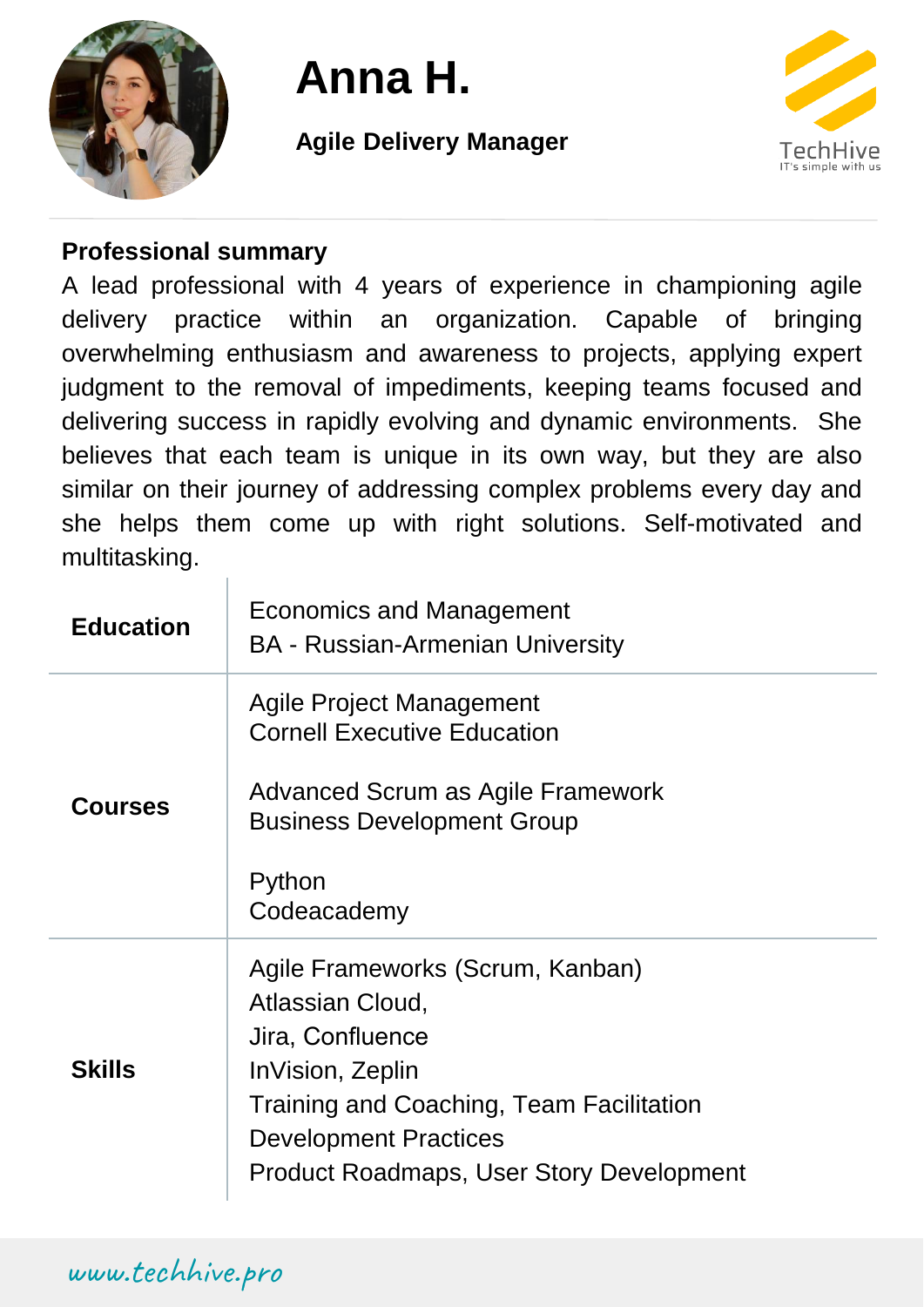# Anna H.

**Agile Delivery Manager**

TechHive
IT's simple with us

## Professional summary

A lead professional with 4 years of experience in championing agile delivery practice within an organization. Capable of bringing overwhelming enthusiasm and awareness to projects, applying expert judgment to the removal of impediments, keeping teams focused and delivering success in rapidly evolving and dynamic environments. She believes that each team is unique in its own way, but they are also similar on their journey of addressing complex problems every day and she helps them come up with right solutions. Self-motivated and multitasking.

| | |
|---|---|
| **Education** | Economics and Management<br>BA - Russian-Armenian University |
| **Courses** | Agile Project Management<br>Cornell Executive Education<br><br>Advanced Scrum as Agile Framework<br>Business Development Group<br><br>Python<br>Codeacademy |
| **Skills** | Agile Frameworks (Scrum, Kanban)<br>Atlassian Cloud,<br>Jira, Confluence<br>InVision, Zeplin<br>Training and Coaching, Team Facilitation<br>Development Practices<br>Product Roadmaps, User Story Development |

www.techhive.pro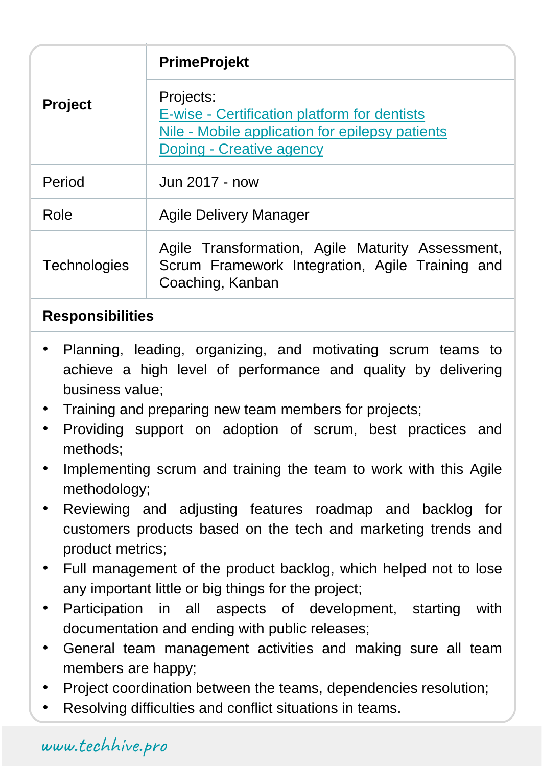| Project | **PrimeProjekt** |
|---|---|
| | Projects:<br>E-wise - Certification platform for dentists<br>Nile - Mobile application for epilepsy patients<br>Doping - Creative agency |
| Period | Jun 2017 - now |
| Role | Agile Delivery Manager |
| Technologies | Agile Transformation, Agile Maturity Assessment, Scrum Framework Integration, Agile Training and Coaching, Kanban |

**Responsibilities**

- Planning, leading, organizing, and motivating scrum teams to achieve a high level of performance and quality by delivering business value;
- Training and preparing new team members for projects;
- Providing support on adoption of scrum, best practices and methods;
- Implementing scrum and training the team to work with this Agile methodology;
- Reviewing and adjusting features roadmap and backlog for customers products based on the tech and marketing trends and product metrics;
- Full management of the product backlog, which helped not to lose any important little or big things for the project;
- Participation in all aspects of development, starting with documentation and ending with public releases;
- General team management activities and making sure all team members are happy;
- Project coordination between the teams, dependencies resolution;
- Resolving difficulties and conflict situations in teams.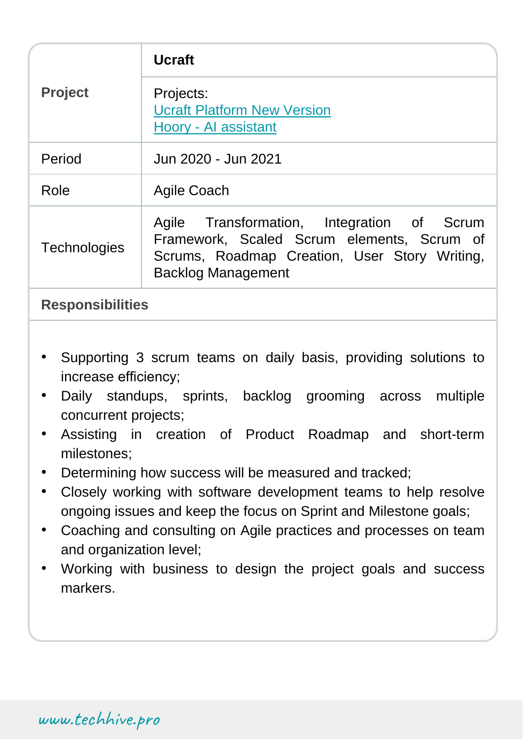| **Project** | **Ucraft** |
|---|---|
| | Projects:<br>[Ucraft Platform New Version]()<br>[Hoory - AI assistant]() |
| Period | Jun 2020 - Jun 2021 |
| Role | Agile Coach |
| Technologies | Agile Transformation, Integration of Scrum Framework, Scaled Scrum elements, Scrum of Scrums, Roadmap Creation, User Story Writing, Backlog Management |

**Responsibilities**

- Supporting 3 scrum teams on daily basis, providing solutions to increase efficiency;
- Daily standups, sprints, backlog grooming across multiple concurrent projects;
- Assisting in creation of Product Roadmap and short-term milestones;
- Determining how success will be measured and tracked;
- Closely working with software development teams to help resolve ongoing issues and keep the focus on Sprint and Milestone goals;
- Coaching and consulting on Agile practices and processes on team and organization level;
- Working with business to design the project goals and success markers.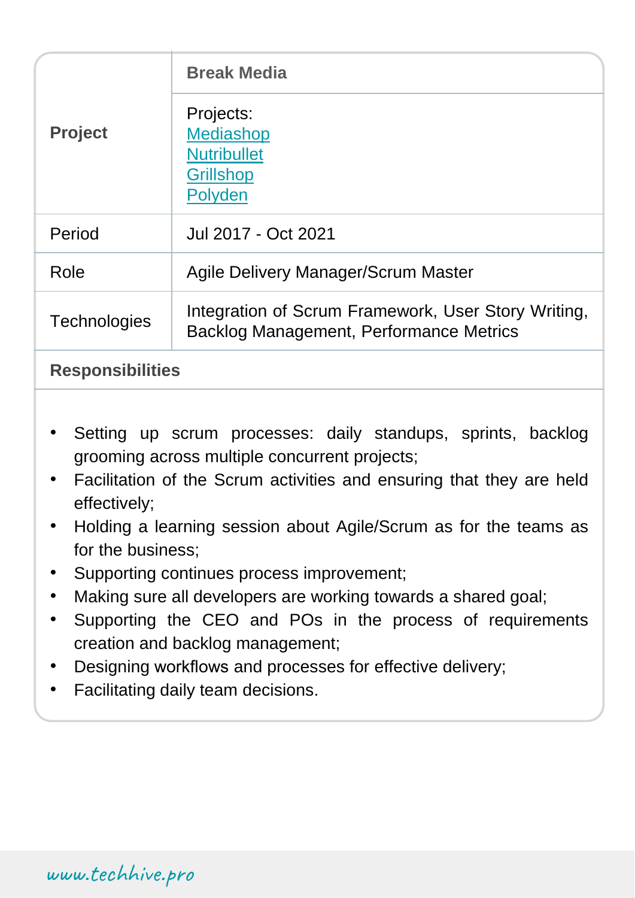| **Project** | **Break Media** |
| --- | --- |
| | Projects:<br>Mediashop<br>Nutribullet<br>Grillshop<br>Polyden |
| Period | Jul 2017 - Oct 2021 |
| Role | Agile Delivery Manager/Scrum Master |
| Technologies | Integration of Scrum Framework, User Story Writing, Backlog Management, Performance Metrics |

**Responsibilities**

- Setting up scrum processes: daily standups, sprints, backlog grooming across multiple concurrent projects;
- Facilitation of the Scrum activities and ensuring that they are held effectively;
- Holding a learning session about Agile/Scrum as for the teams as for the business;
- Supporting continues process improvement;
- Making sure all developers are working towards a shared goal;
- Supporting the CEO and POs in the process of requirements creation and backlog management;
- Designing workflows and processes for effective delivery;
- Facilitating daily team decisions.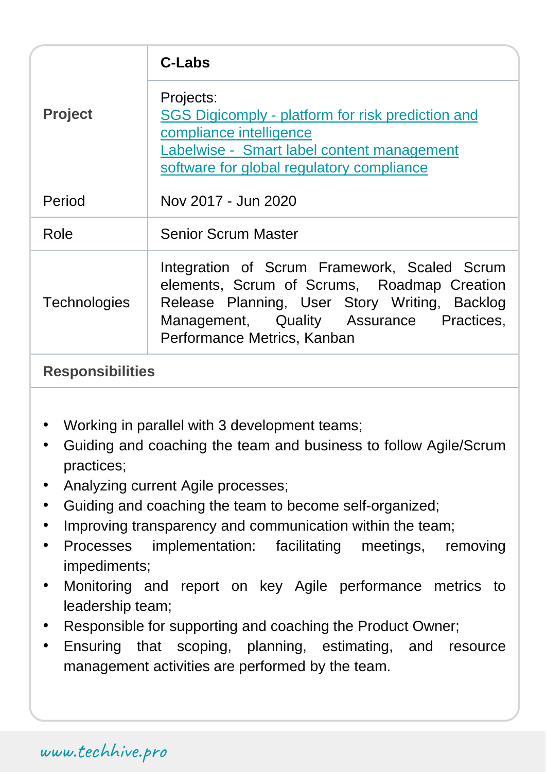| **Project** | **C-Labs** |
| --- | --- |
| | Projects:<br>SGS Digicomply - platform for risk prediction and compliance intelligence<br>Labelwise - Smart label content management software for global regulatory compliance |
| Period | Nov 2017 - Jun 2020 |
| Role | Senior Scrum Master |
| Technologies | Integration of Scrum Framework, Scaled Scrum elements, Scrum of Scrums, Roadmap Creation Release Planning, User Story Writing, Backlog Management, Quality Assurance Practices, Performance Metrics, Kanban |

**Responsibilities**

- Working in parallel with 3 development teams;
- Guiding and coaching the team and business to follow Agile/Scrum practices;
- Analyzing current Agile processes;
- Guiding and coaching the team to become self-organized;
- Improving transparency and communication within the team;
- Processes implementation: facilitating meetings, removing impediments;
- Monitoring and report on key Agile performance metrics to leadership team;
- Responsible for supporting and coaching the Product Owner;
- Ensuring that scoping, planning, estimating, and resource management activities are performed by the team.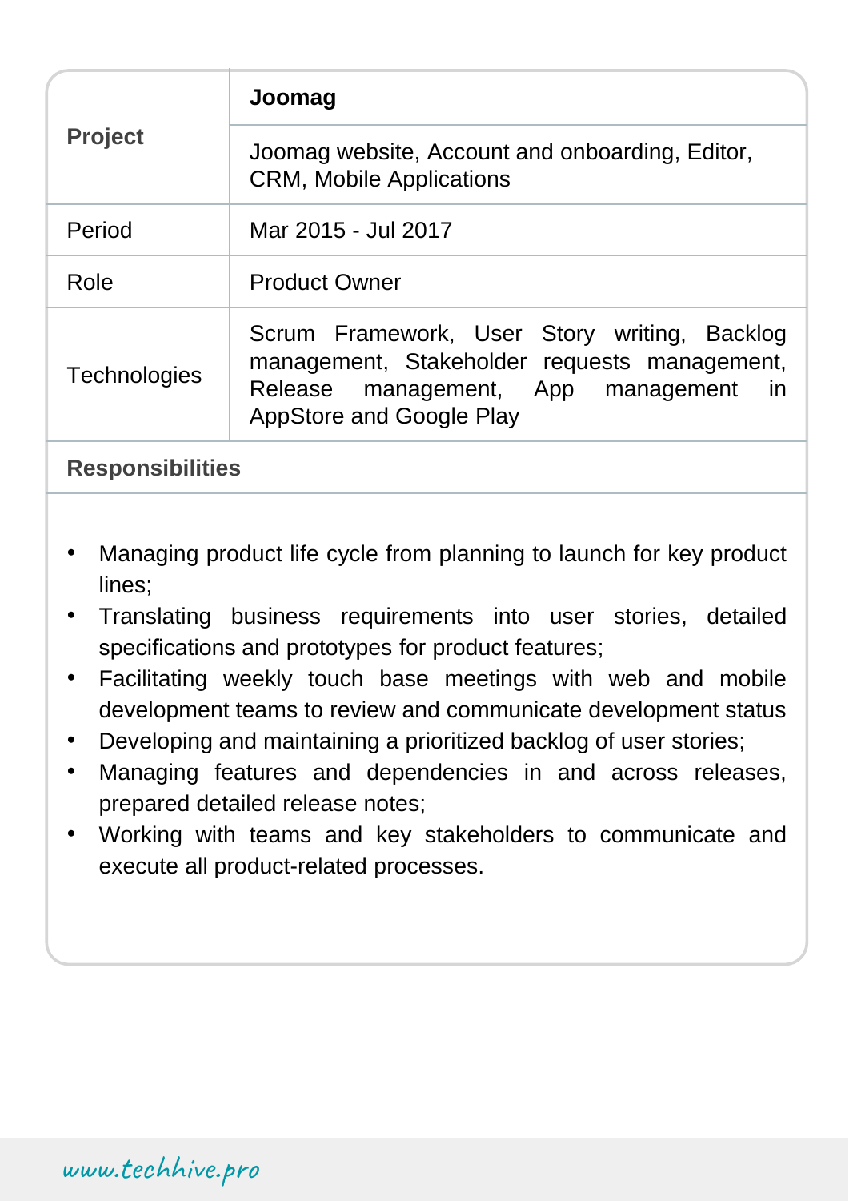| Project | **Joomag** |
|---|---|
| | Joomag website, Account and onboarding, Editor, CRM, Mobile Applications |
| Period | Mar 2015 - Jul 2017 |
| Role | Product Owner |
| Technologies | Scrum Framework, User Story writing, Backlog management, Stakeholder requests management, Release management, App management in AppStore and Google Play |

**Responsibilities**

- Managing product life cycle from planning to launch for key product lines;
- Translating business requirements into user stories, detailed specifications and prototypes for product features;
- Facilitating weekly touch base meetings with web and mobile development teams to review and communicate development status
- Developing and maintaining a prioritized backlog of user stories;
- Managing features and dependencies in and across releases, prepared detailed release notes;
- Working with teams and key stakeholders to communicate and execute all product-related processes.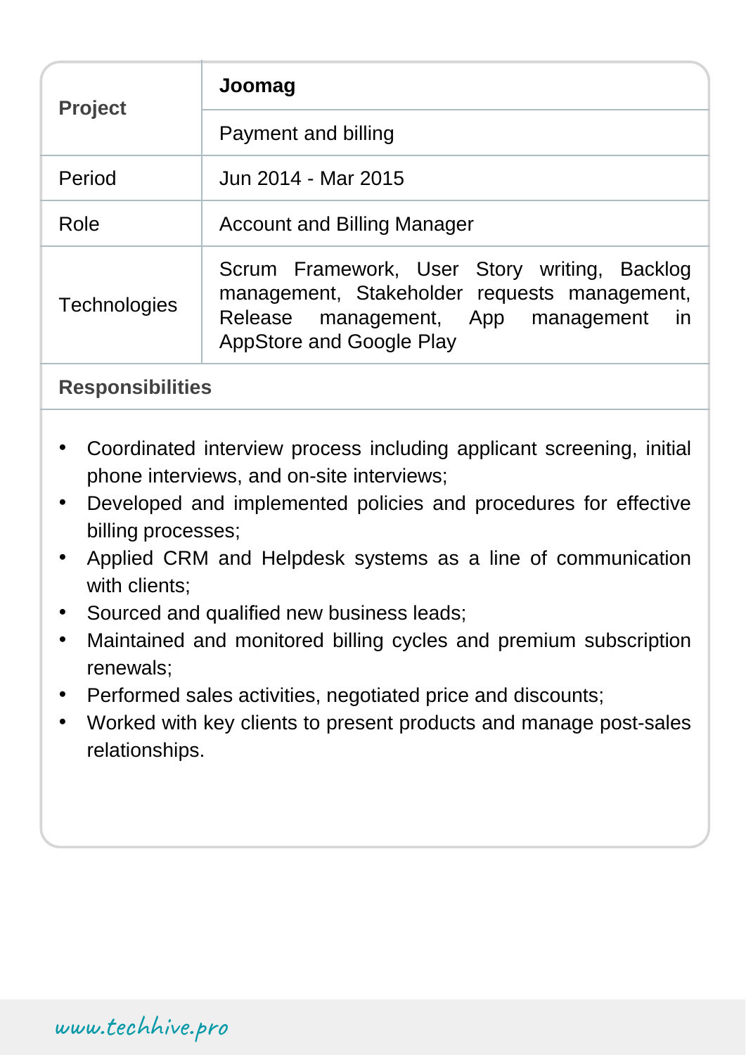| | |
|---|---|
| **Project** | **Joomag** |
| | Payment and billing |
| Period | Jun 2014 - Mar 2015 |
| Role | Account and Billing Manager |
| Technologies | Scrum Framework, User Story writing, Backlog management, Stakeholder requests management, Release management, App management in AppStore and Google Play |

**Responsibilities**

- Coordinated interview process including applicant screening, initial phone interviews, and on-site interviews;
- Developed and implemented policies and procedures for effective billing processes;
- Applied CRM and Helpdesk systems as a line of communication with clients;
- Sourced and qualified new business leads;
- Maintained and monitored billing cycles and premium subscription renewals;
- Performed sales activities, negotiated price and discounts;
- Worked with key clients to present products and manage post-sales relationships.